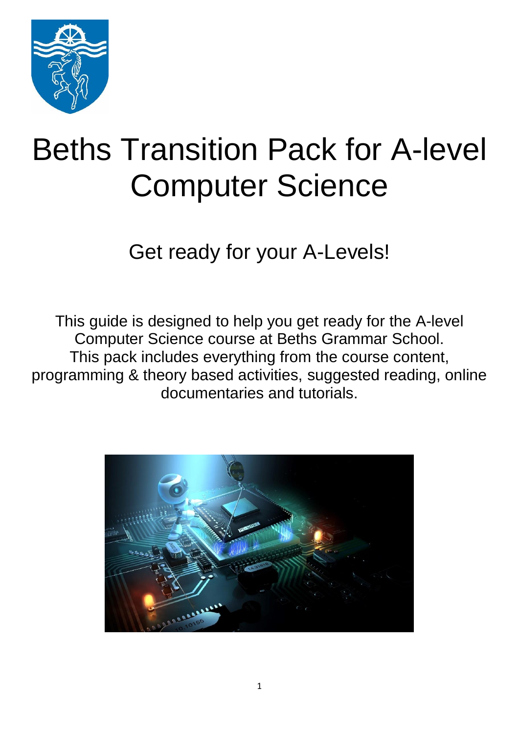# Beths Transition Pack for A-level Computer Science

## Get ready for your A-Levels!

This guide is designed to help you get ready for the A-level Computer Science course at Beths Grammar School. This pack includes everything from the course content, programming & theory based activities, suggested reading, online documentaries and tutorials.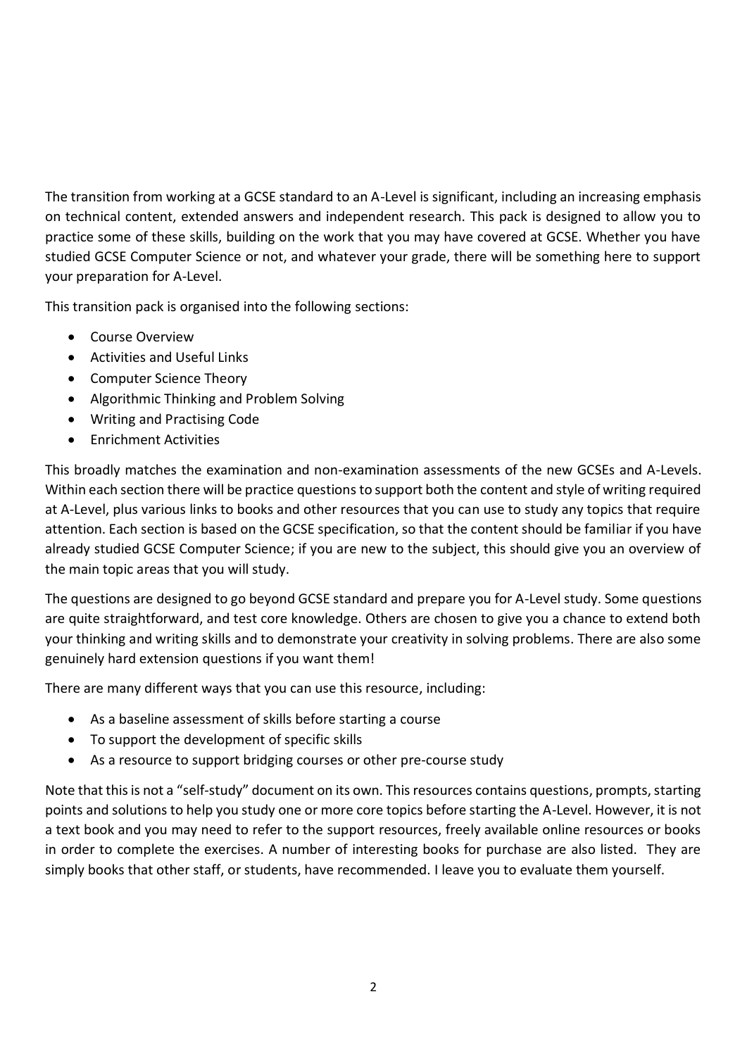The transition from working at a GCSE standard to an A-Level is significant, including an increasing emphasis on technical content, extended answers and independent research. This pack is designed to allow you to practice some of these skills, building on the work that you may have covered at GCSE. Whether you have studied GCSE Computer Science or not, and whatever your grade, there will be something here to support your preparation for A-Level.

This transition pack is organised into the following sections:

- Course Overview
- Activities and Useful Links
- Computer Science Theory
- Algorithmic Thinking and Problem Solving
- Writing and Practising Code
- Enrichment Activities

This broadly matches the examination and non-examination assessments of the new GCSEs and A-Levels. Within each section there will be practice questions to support both the content and style of writing required at A-Level, plus various links to books and other resources that you can use to study any topics that require attention. Each section is based on the GCSE specification, so that the content should be familiar if you have already studied GCSE Computer Science; if you are new to the subject, this should give you an overview of the main topic areas that you will study.

The questions are designed to go beyond GCSE standard and prepare you for A-Level study. Some questions are quite straightforward, and test core knowledge. Others are chosen to give you a chance to extend both your thinking and writing skills and to demonstrate your creativity in solving problems. There are also some genuinely hard extension questions if you want them!

There are many different ways that you can use this resource, including:

- As a baseline assessment of skills before starting a course
- To support the development of specific skills
- As a resource to support bridging courses or other pre-course study

Note that this is not a "self-study" document on its own. This resources contains questions, prompts, starting points and solutions to help you study one or more core topics before starting the A-Level. However, it is not a text book and you may need to refer to the support resources, freely available online resources or books in order to complete the exercises. A number of interesting books for purchase are also listed. They are simply books that other staff, or students, have recommended. I leave you to evaluate them yourself.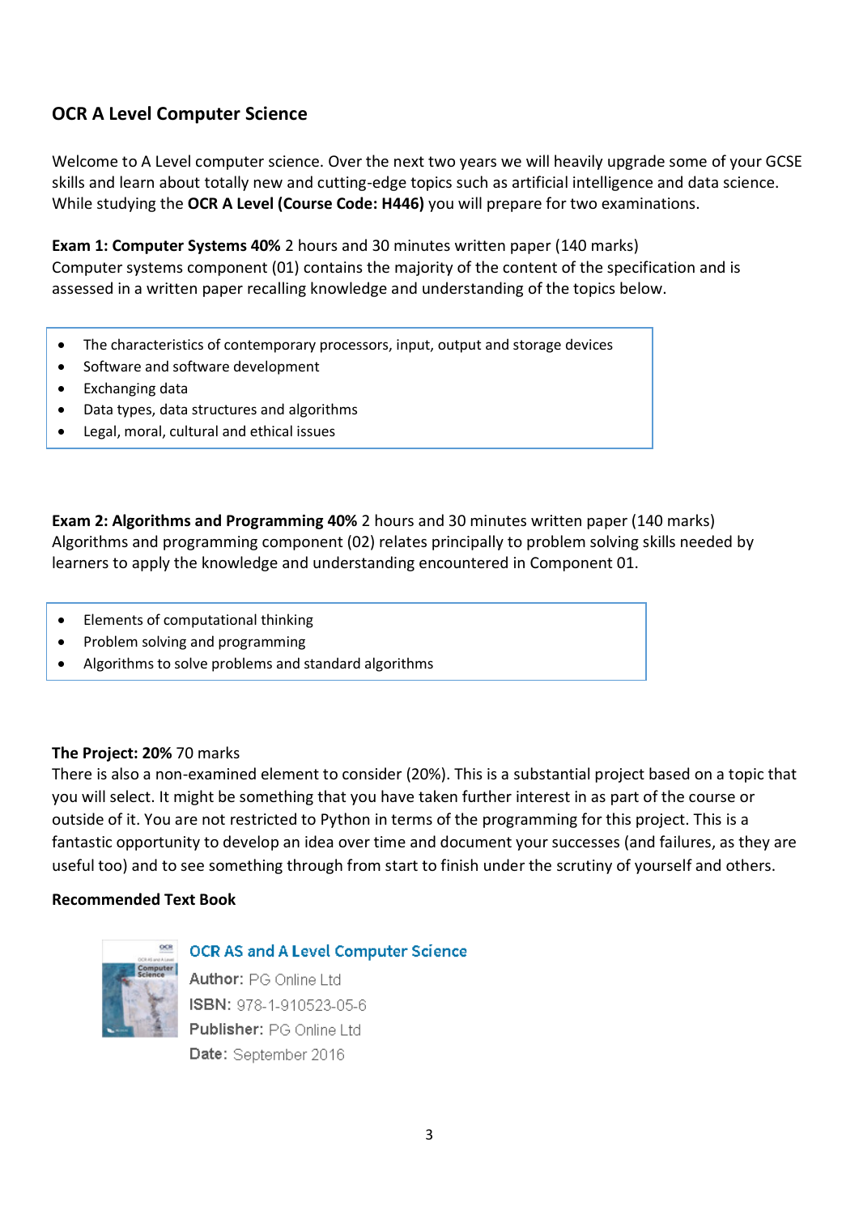## OCR A Level Computer Science

Welcome to A Level computer science. Over the next two years we will heavily upgrade some of your GCSE skills and learn about totally new and cutting-edge topics such as artificial intelligence and data science. While studying the **OCR A Level (Course Code: H446)** you will prepare for two examinations.

**Exam 1: Computer Systems 40%** 2 hours and 30 minutes written paper (140 marks)
Computer systems component (01) contains the majority of the content of the specification and is assessed in a written paper recalling knowledge and understanding of the topics below.

- The characteristics of contemporary processors, input, output and storage devices
- Software and software development
- Exchanging data
- Data types, data structures and algorithms
- Legal, moral, cultural and ethical issues

**Exam 2: Algorithms and Programming 40%** 2 hours and 30 minutes written paper (140 marks)
Algorithms and programming component (02) relates principally to problem solving skills needed by learners to apply the knowledge and understanding encountered in Component 01.

- Elements of computational thinking
- Problem solving and programming
- Algorithms to solve problems and standard algorithms

**The Project: 20%** 70 marks
There is also a non-examined element to consider (20%). This is a substantial project based on a topic that you will select. It might be something that you have taken further interest in as part of the course or outside of it. You are not restricted to Python in terms of the programming for this project. This is a fantastic opportunity to develop an idea over time and document your successes (and failures, as they are useful too) and to see something through from start to finish under the scrutiny of yourself and others.

**Recommended Text Book**

**OCR AS and A Level Computer Science**
**Author:** PG Online Ltd
**ISBN:** 978-1-910523-05-6
**Publisher:** PG Online Ltd
**Date:** September 2016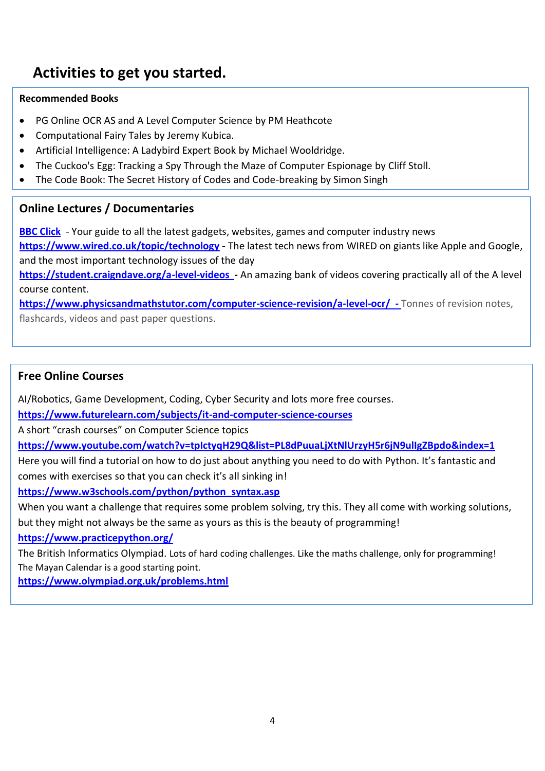## Activities to get you started.

**Recommended Books**

- PG Online OCR AS and A Level Computer Science by PM Heathcote
- Computational Fairy Tales by Jeremy Kubica.
- Artificial Intelligence: A Ladybird Expert Book by Michael Wooldridge.
- The Cuckoo's Egg: Tracking a Spy Through the Maze of Computer Espionage by Cliff Stoll.
- The Code Book: The Secret History of Codes and Code-breaking by Simon Singh

### Online Lectures / Documentaries

**BBC Click** - Your guide to all the latest gadgets, websites, games and computer industry news

**https://www.wired.co.uk/topic/technology** - The latest tech news from WIRED on giants like Apple and Google, and the most important technology issues of the day

**https://student.craigndave.org/a-level-videos** - An amazing bank of videos covering practically all of the A level course content.

**https://www.physicsandmathstutor.com/computer-science-revision/a-level-ocr/** - Tonnes of revision notes, flashcards, videos and past paper questions.

### Free Online Courses

AI/Robotics, Game Development, Coding, Cyber Security and lots more free courses.

**https://www.futurelearn.com/subjects/it-and-computer-science-courses**

A short "crash courses" on Computer Science topics

**https://www.youtube.com/watch?v=tpIctyqH29Q&list=PL8dPuuaLjXtNlUrzyH5r6jN9ulIgZBpdo&index=1**

Here you will find a tutorial on how to do just about anything you need to do with Python. It's fantastic and comes with exercises so that you can check it's all sinking in!

**https://www.w3schools.com/python/python_syntax.asp**

When you want a challenge that requires some problem solving, try this. They all come with working solutions, but they might not always be the same as yours as this is the beauty of programming!

**https://www.practicepython.org/**

The British Informatics Olympiad. Lots of hard coding challenges. Like the maths challenge, only for programming! The Mayan Calendar is a good starting point.

**https://www.olympiad.org.uk/problems.html**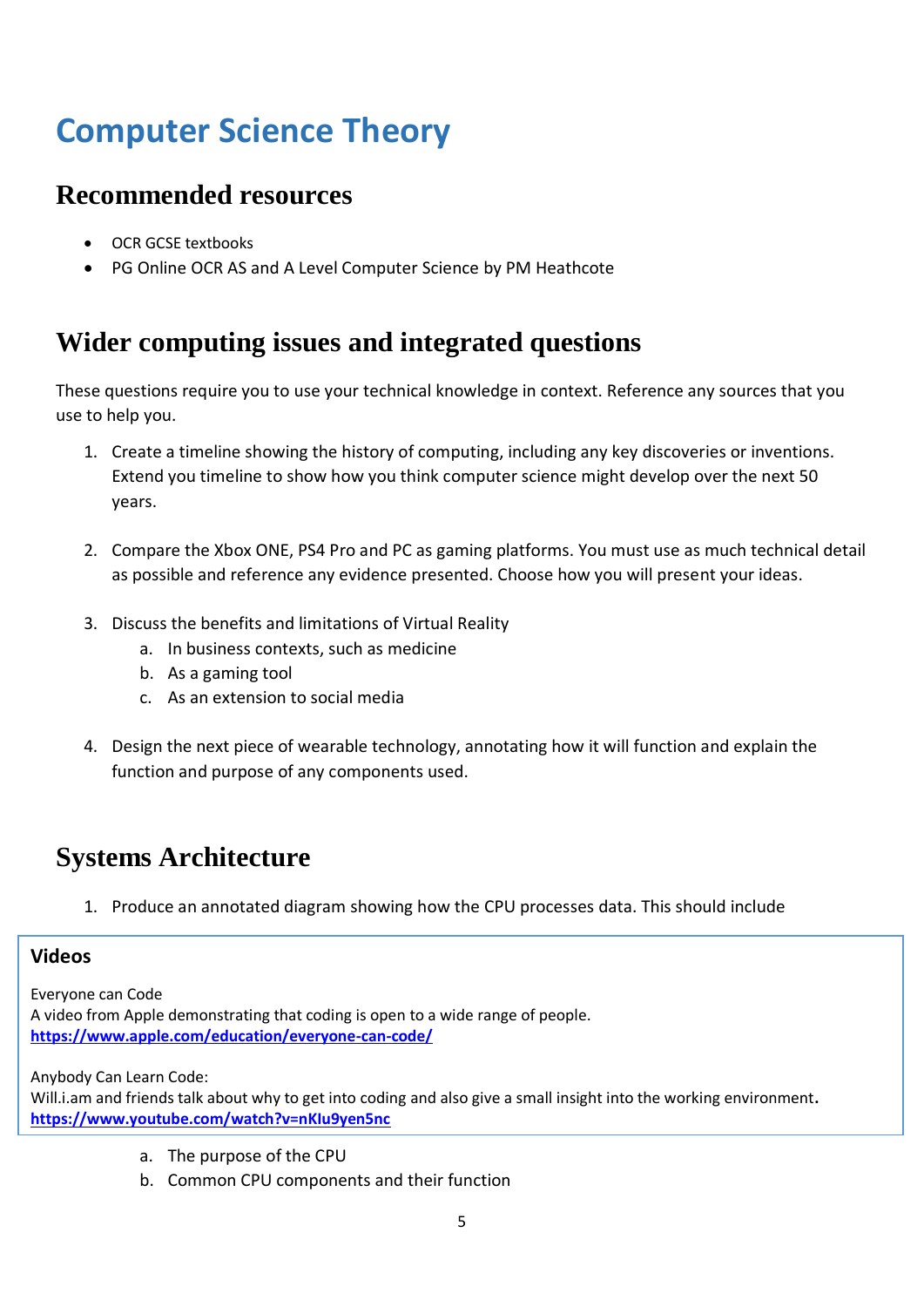# Computer Science Theory

## Recommended resources

- OCR GCSE textbooks
- PG Online OCR AS and A Level Computer Science by PM Heathcote

## Wider computing issues and integrated questions

These questions require you to use your technical knowledge in context. Reference any sources that you use to help you.

1. Create a timeline showing the history of computing, including any key discoveries or inventions. Extend you timeline to show how you think computer science might develop over the next 50 years.

2. Compare the Xbox ONE, PS4 Pro and PC as gaming platforms. You must use as much technical detail as possible and reference any evidence presented. Choose how you will present your ideas.

3. Discuss the benefits and limitations of Virtual Reality
   a. In business contexts, such as medicine
   b. As a gaming tool
   c. As an extension to social media

4. Design the next piece of wearable technology, annotating how it will function and explain the function and purpose of any components used.

## Systems Architecture

1. Produce an annotated diagram showing how the CPU processes data. This should include
   a. The purpose of the CPU
   b. Common CPU components and their function

**Videos**

Everyone can Code
A video from Apple demonstrating that coding is open to a wide range of people.
**https://www.apple.com/education/everyone-can-code/**

Anybody Can Learn Code:
Will.i.am and friends talk about why to get into coding and also give a small insight into the working environment.
**https://www.youtube.com/watch?v=nKIu9yen5nc**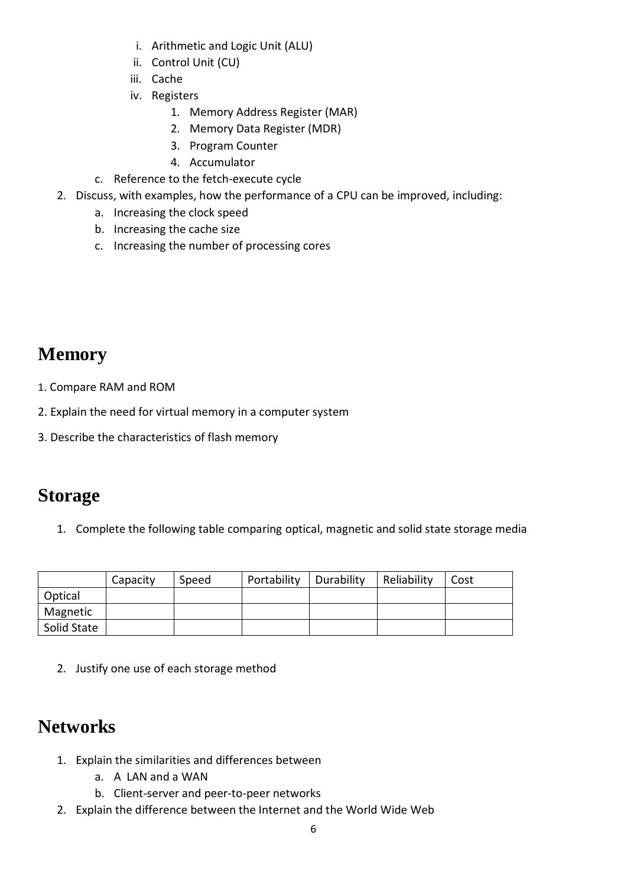i. Arithmetic and Logic Unit (ALU)
    ii. Control Unit (CU)
    iii. Cache
    iv. Registers
        1. Memory Address Register (MAR)
        2. Memory Data Register (MDR)
        3. Program Counter
        4. Accumulator
  c. Reference to the fetch-execute cycle
2. Discuss, with examples, how the performance of a CPU can be improved, including:
    a. Increasing the clock speed
    b. Increasing the cache size
    c. Increasing the number of processing cores

# Memory

1. Compare RAM and ROM

2. Explain the need for virtual memory in a computer system

3. Describe the characteristics of flash memory

# Storage

1. Complete the following table comparing optical, magnetic and solid state storage media

| | Capacity | Speed | Portability | Durability | Reliability | Cost |
|---|---|---|---|---|---|---|
| Optical | | | | | | |
| Magnetic | | | | | | |
| Solid State | | | | | | |

2. Justify one use of each storage method

# Networks

1. Explain the similarities and differences between
    a. A LAN and a WAN
    b. Client-server and peer-to-peer networks
2. Explain the difference between the Internet and the World Wide Web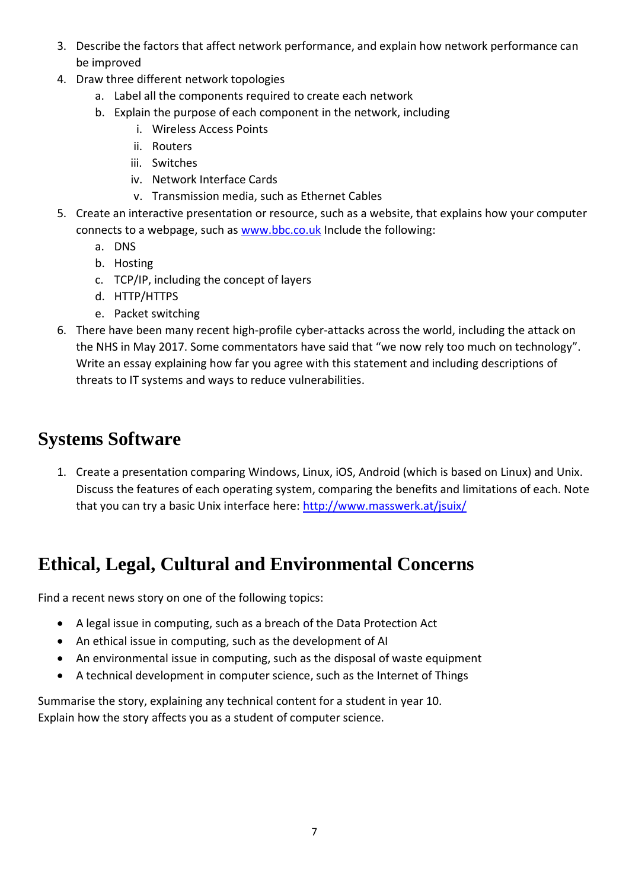3. Describe the factors that affect network performance, and explain how network performance can be improved
4. Draw three different network topologies
    a. Label all the components required to create each network
    b. Explain the purpose of each component in the network, including
        i. Wireless Access Points
        ii. Routers
        iii. Switches
        iv. Network Interface Cards
        v. Transmission media, such as Ethernet Cables
5. Create an interactive presentation or resource, such as a website, that explains how your computer connects to a webpage, such as [www.bbc.co.uk](http://www.bbc.co.uk) Include the following:
    a. DNS
    b. Hosting
    c. TCP/IP, including the concept of layers
    d. HTTP/HTTPS
    e. Packet switching
6. There have been many recent high-profile cyber-attacks across the world, including the attack on the NHS in May 2017. Some commentators have said that "we now rely too much on technology". Write an essay explaining how far you agree with this statement and including descriptions of threats to IT systems and ways to reduce vulnerabilities.

## Systems Software

1. Create a presentation comparing Windows, Linux, iOS, Android (which is based on Linux) and Unix. Discuss the features of each operating system, comparing the benefits and limitations of each. Note that you can try a basic Unix interface here: [http://www.masswerk.at/jsuix/](http://www.masswerk.at/jsuix/)

## Ethical, Legal, Cultural and Environmental Concerns

Find a recent news story on one of the following topics:

- A legal issue in computing, such as a breach of the Data Protection Act
- An ethical issue in computing, such as the development of AI
- An environmental issue in computing, such as the disposal of waste equipment
- A technical development in computer science, such as the Internet of Things

Summarise the story, explaining any technical content for a student in year 10.
Explain how the story affects you as a student of computer science.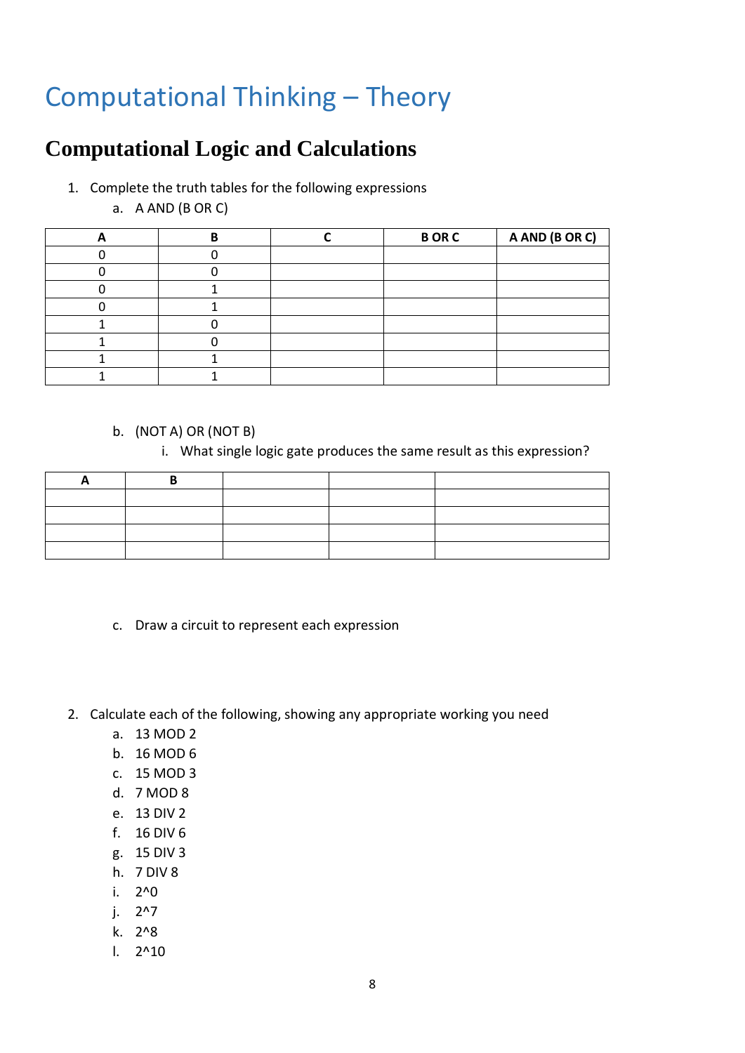# Computational Thinking – Theory

## Computational Logic and Calculations

1. Complete the truth tables for the following expressions
   a. A AND (B OR C)

| A | B | C | B OR C | A AND (B OR C) |
|---|---|---|---|---|
| 0 | 0 | | | |
| 0 | 0 | | | |
| 0 | 1 | | | |
| 0 | 1 | | | |
| 1 | 0 | | | |
| 1 | 0 | | | |
| 1 | 1 | | | |
| 1 | 1 | | | |

   b. (NOT A) OR (NOT B)
      i. What single logic gate produces the same result as this expression?

| A | B | | | |
|---|---|---|---|---|
| | | | | |
| | | | | |
| | | | | |
| | | | | |

   c. Draw a circuit to represent each expression

2. Calculate each of the following, showing any appropriate working you need
   a. 13 MOD 2
   b. 16 MOD 6
   c. 15 MOD 3
   d. 7 MOD 8
   e. 13 DIV 2
   f. 16 DIV 6
   g. 15 DIV 3
   h. 7 DIV 8
   i. 2^0
   j. 2^7
   k. 2^8
   l. 2^10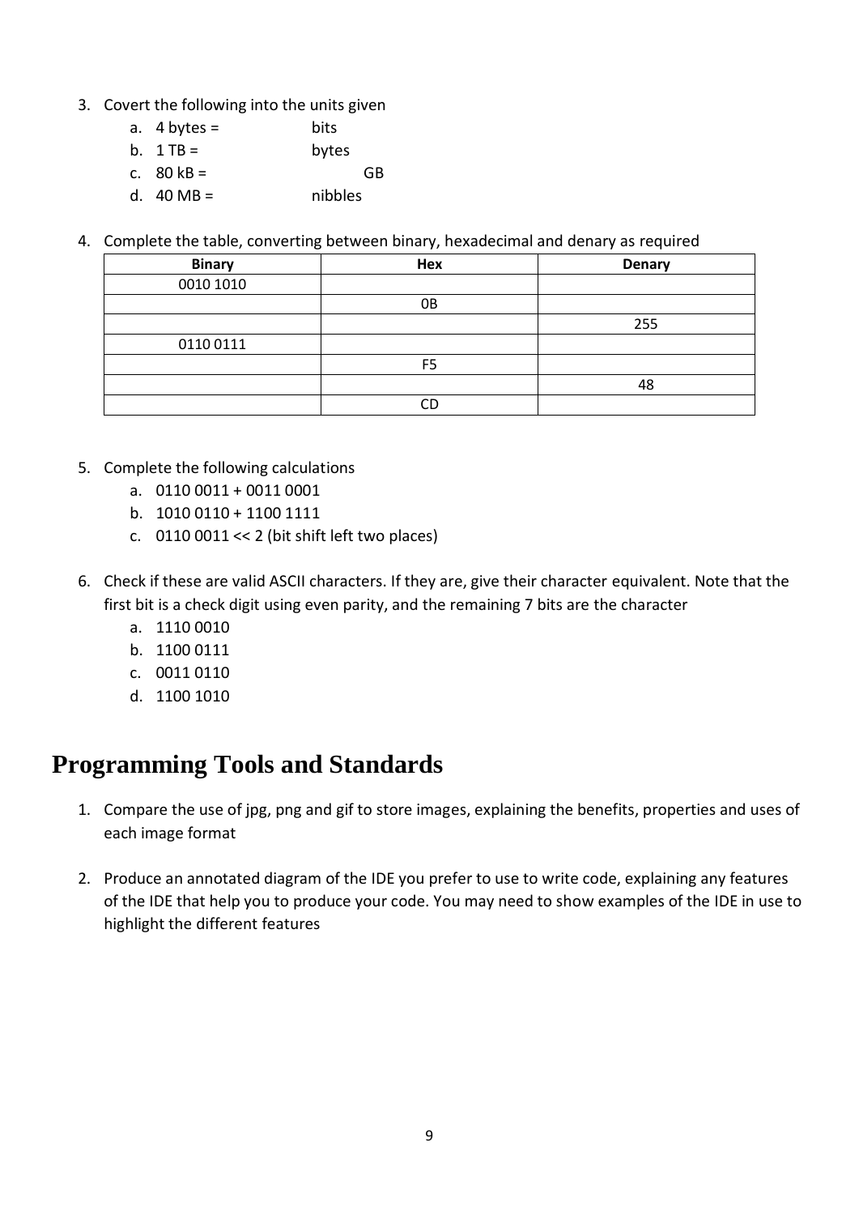3. Covert the following into the units given
    a. 4 bytes = bits
    b. 1 TB = bytes
    c. 80 kB = GB
    d. 40 MB = nibbles

4. Complete the table, converting between binary, hexadecimal and denary as required

| Binary | Hex | Denary |
|---|---|---|
| 0010 1010 | | |
| | 0B | |
| | | 255 |
| 0110 0111 | | |
| | F5 | |
| | | 48 |
| | CD | |

5. Complete the following calculations
    a. 0110 0011 + 0011 0001
    b. 1010 0110 + 1100 1111
    c. 0110 0011 << 2 (bit shift left two places)

6. Check if these are valid ASCII characters. If they are, give their character equivalent. Note that the first bit is a check digit using even parity, and the remaining 7 bits are the character
    a. 1110 0010
    b. 1100 0111
    c. 0011 0110
    d. 1100 1010

# Programming Tools and Standards

1. Compare the use of jpg, png and gif to store images, explaining the benefits, properties and uses of each image format

2. Produce an annotated diagram of the IDE you prefer to use to write code, explaining any features of the IDE that help you to produce your code. You may need to show examples of the IDE in use to highlight the different features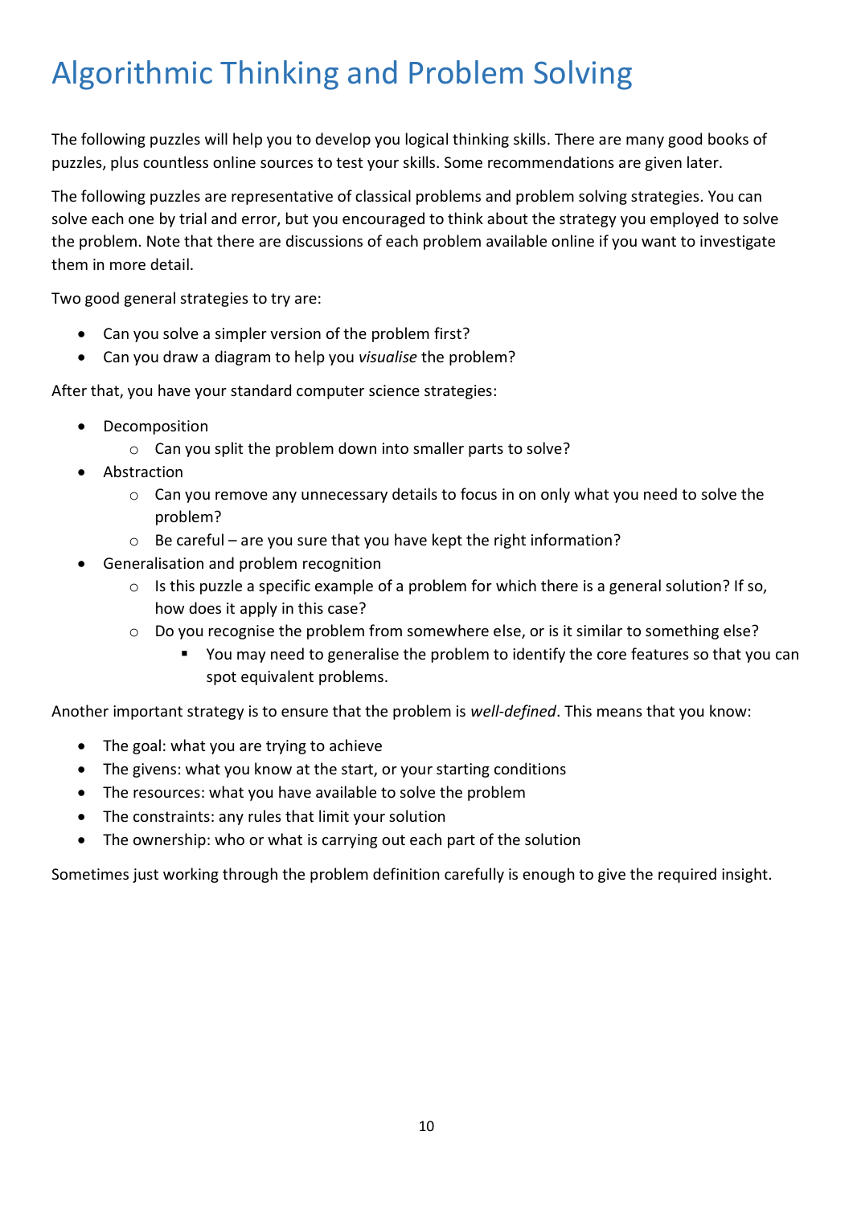# Algorithmic Thinking and Problem Solving

The following puzzles will help you to develop you logical thinking skills. There are many good books of puzzles, plus countless online sources to test your skills. Some recommendations are given later.

The following puzzles are representative of classical problems and problem solving strategies. You can solve each one by trial and error, but you encouraged to think about the strategy you employed to solve the problem. Note that there are discussions of each problem available online if you want to investigate them in more detail.

Two good general strategies to try are:

- Can you solve a simpler version of the problem first?
- Can you draw a diagram to help you *visualise* the problem?

After that, you have your standard computer science strategies:

- Decomposition
  - Can you split the problem down into smaller parts to solve?
- Abstraction
  - Can you remove any unnecessary details to focus in on only what you need to solve the problem?
  - Be careful – are you sure that you have kept the right information?
- Generalisation and problem recognition
  - Is this puzzle a specific example of a problem for which there is a general solution? If so, how does it apply in this case?
  - Do you recognise the problem from somewhere else, or is it similar to something else?
    - You may need to generalise the problem to identify the core features so that you can spot equivalent problems.

Another important strategy is to ensure that the problem is *well-defined*. This means that you know:

- The goal: what you are trying to achieve
- The givens: what you know at the start, or your starting conditions
- The resources: what you have available to solve the problem
- The constraints: any rules that limit your solution
- The ownership: who or what is carrying out each part of the solution

Sometimes just working through the problem definition carefully is enough to give the required insight.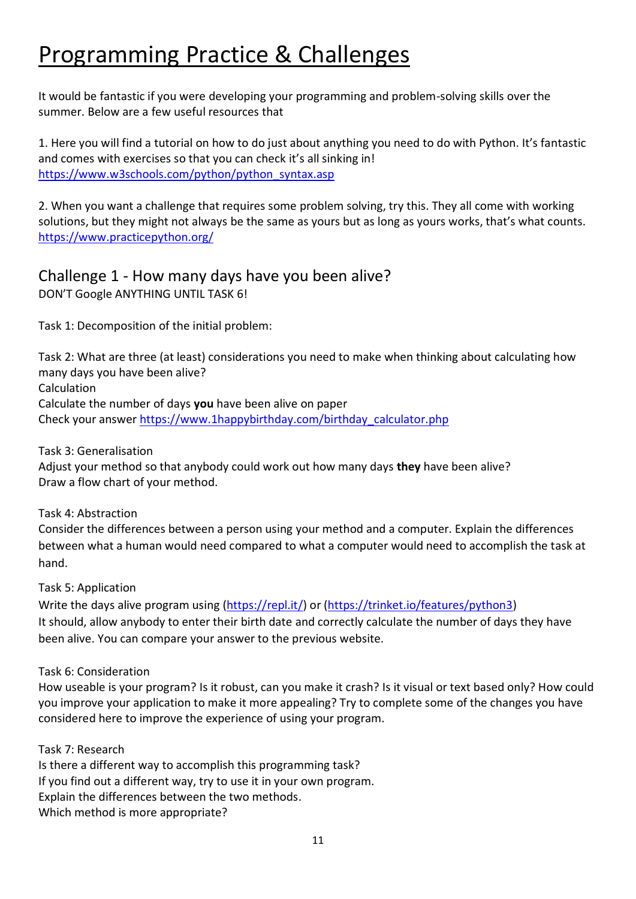# Programming Practice & Challenges

It would be fantastic if you were developing your programming and problem-solving skills over the summer. Below are a few useful resources that

1. Here you will find a tutorial on how to do just about anything you need to do with Python. It's fantastic and comes with exercises so that you can check it's all sinking in!
https://www.w3schools.com/python/python_syntax.asp

2. When you want a challenge that requires some problem solving, try this. They all come with working solutions, but they might not always be the same as yours but as long as yours works, that's what counts.
https://www.practicepython.org/

## Challenge 1 - How many days have you been alive?

DON'T Google ANYTHING UNTIL TASK 6!

Task 1: Decomposition of the initial problem:

Task 2: What are three (at least) considerations you need to make when thinking about calculating how many days you have been alive?
Calculation
Calculate the number of days **you** have been alive on paper
Check your answer https://www.1happybirthday.com/birthday_calculator.php

Task 3: Generalisation
Adjust your method so that anybody could work out how many days **they** have been alive?
Draw a flow chart of your method.

Task 4: Abstraction
Consider the differences between a person using your method and a computer. Explain the differences between what a human would need compared to what a computer would need to accomplish the task at hand.

Task 5: Application
Write the days alive program using (https://repl.it/) or (https://trinket.io/features/python3)
It should, allow anybody to enter their birth date and correctly calculate the number of days they have been alive. You can compare your answer to the previous website.

Task 6: Consideration
How useable is your program? Is it robust, can you make it crash? Is it visual or text based only? How could you improve your application to make it more appealing? Try to complete some of the changes you have considered here to improve the experience of using your program.

Task 7: Research
Is there a different way to accomplish this programming task?
If you find out a different way, try to use it in your own program.
Explain the differences between the two methods.
Which method is more appropriate?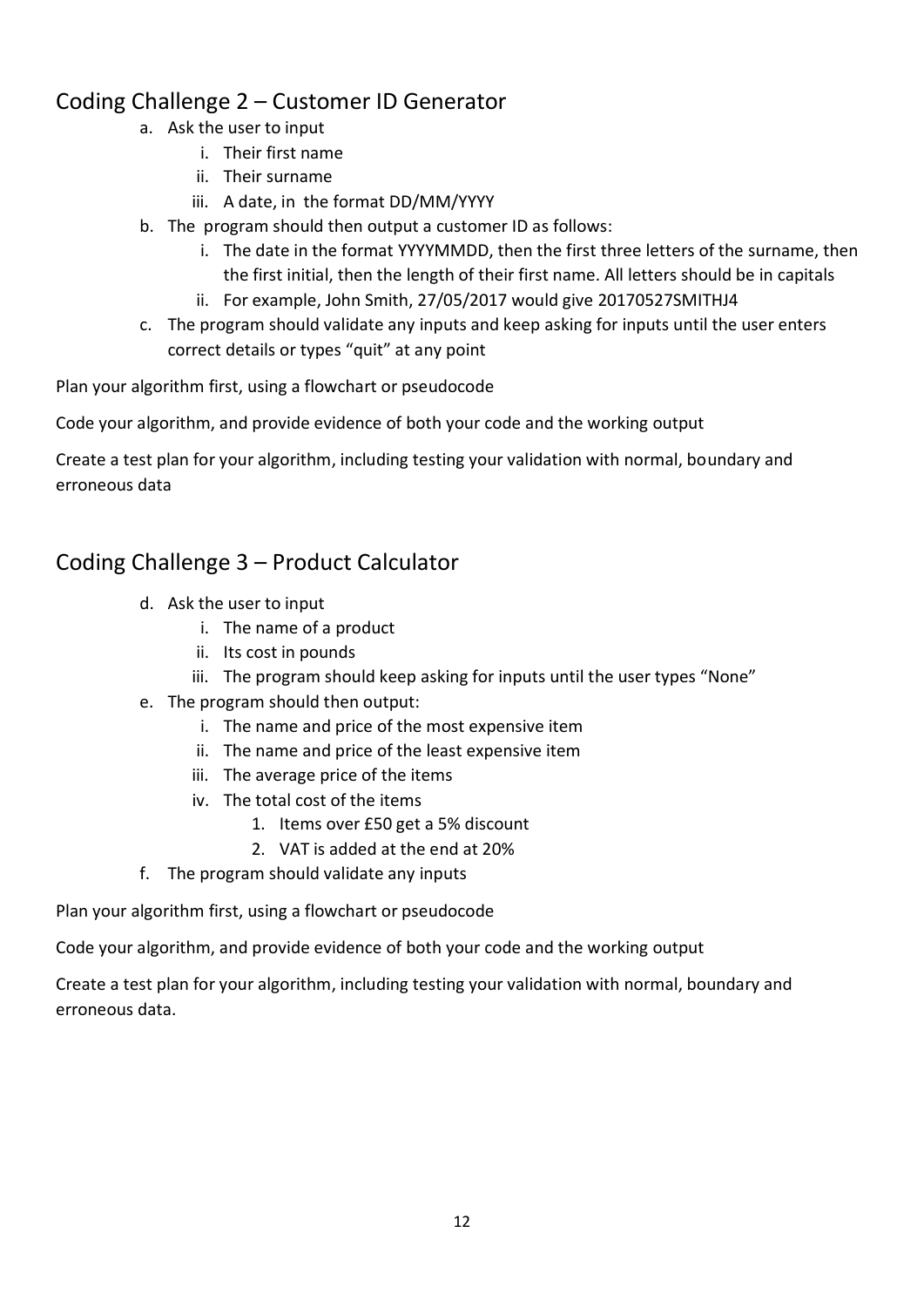## Coding Challenge 2 – Customer ID Generator

a. Ask the user to input
   i. Their first name
   ii. Their surname
   iii. A date, in the format DD/MM/YYYY
b. The program should then output a customer ID as follows:
   i. The date in the format YYYYMMDD, then the first three letters of the surname, then the first initial, then the length of their first name. All letters should be in capitals
   ii. For example, John Smith, 27/05/2017 would give 20170527SMITHJ4
c. The program should validate any inputs and keep asking for inputs until the user enters correct details or types "quit" at any point

Plan your algorithm first, using a flowchart or pseudocode

Code your algorithm, and provide evidence of both your code and the working output

Create a test plan for your algorithm, including testing your validation with normal, boundary and erroneous data

## Coding Challenge 3 – Product Calculator

d. Ask the user to input
   i. The name of a product
   ii. Its cost in pounds
   iii. The program should keep asking for inputs until the user types "None"
e. The program should then output:
   i. The name and price of the most expensive item
   ii. The name and price of the least expensive item
   iii. The average price of the items
   iv. The total cost of the items
      1. Items over £50 get a 5% discount
      2. VAT is added at the end at 20%
f. The program should validate any inputs

Plan your algorithm first, using a flowchart or pseudocode

Code your algorithm, and provide evidence of both your code and the working output

Create a test plan for your algorithm, including testing your validation with normal, boundary and erroneous data.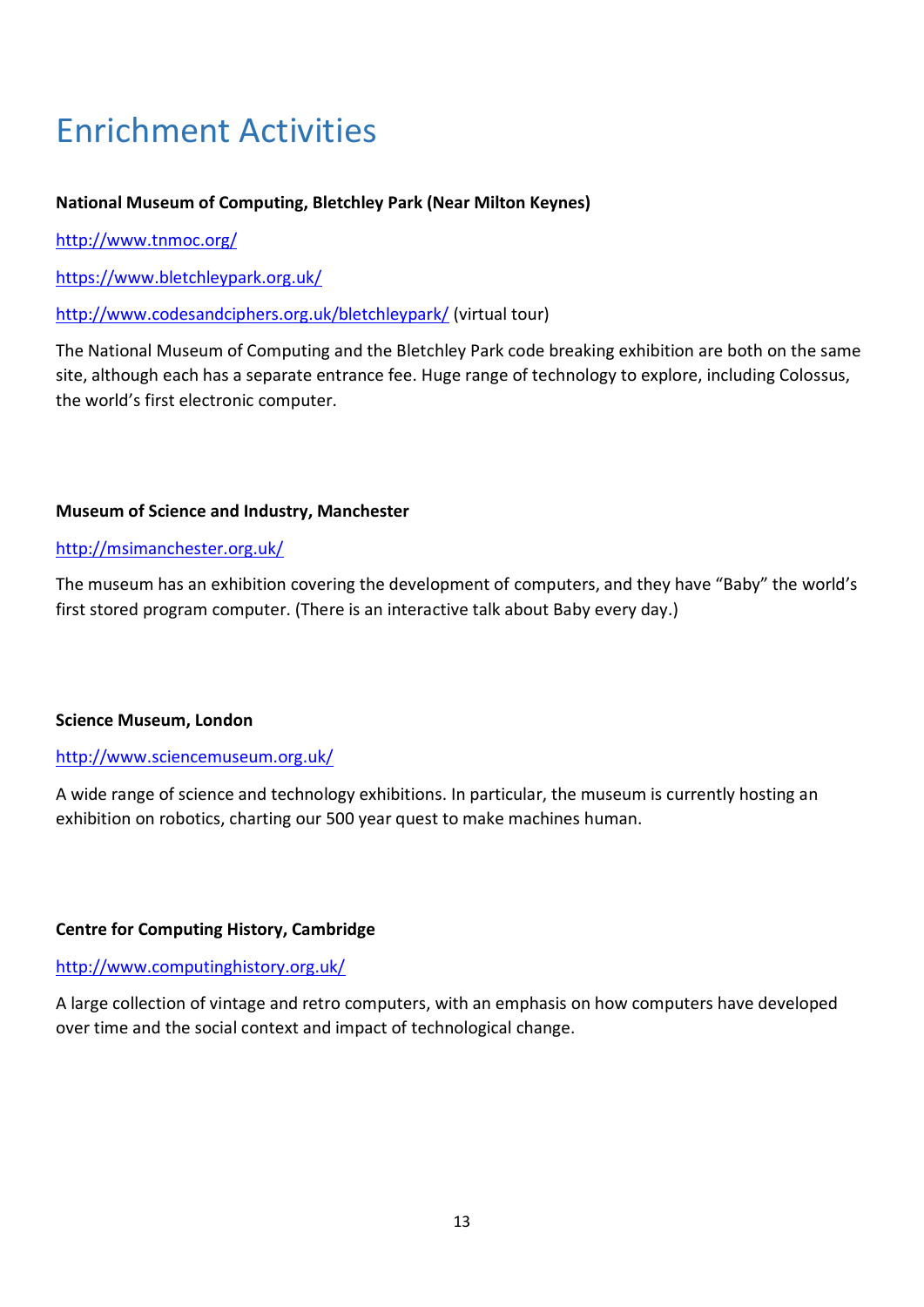# Enrichment Activities

**National Museum of Computing, Bletchley Park (Near Milton Keynes)**

http://www.tnmoc.org/

https://www.bletchleypark.org.uk/

http://www.codesandciphers.org.uk/bletchleypark/ (virtual tour)

The National Museum of Computing and the Bletchley Park code breaking exhibition are both on the same site, although each has a separate entrance fee. Huge range of technology to explore, including Colossus, the world's first electronic computer.

**Museum of Science and Industry, Manchester**

http://msimanchester.org.uk/

The museum has an exhibition covering the development of computers, and they have "Baby" the world's first stored program computer. (There is an interactive talk about Baby every day.)

**Science Museum, London**

http://www.sciencemuseum.org.uk/

A wide range of science and technology exhibitions. In particular, the museum is currently hosting an exhibition on robotics, charting our 500 year quest to make machines human.

**Centre for Computing History, Cambridge**

http://www.computinghistory.org.uk/

A large collection of vintage and retro computers, with an emphasis on how computers have developed over time and the social context and impact of technological change.